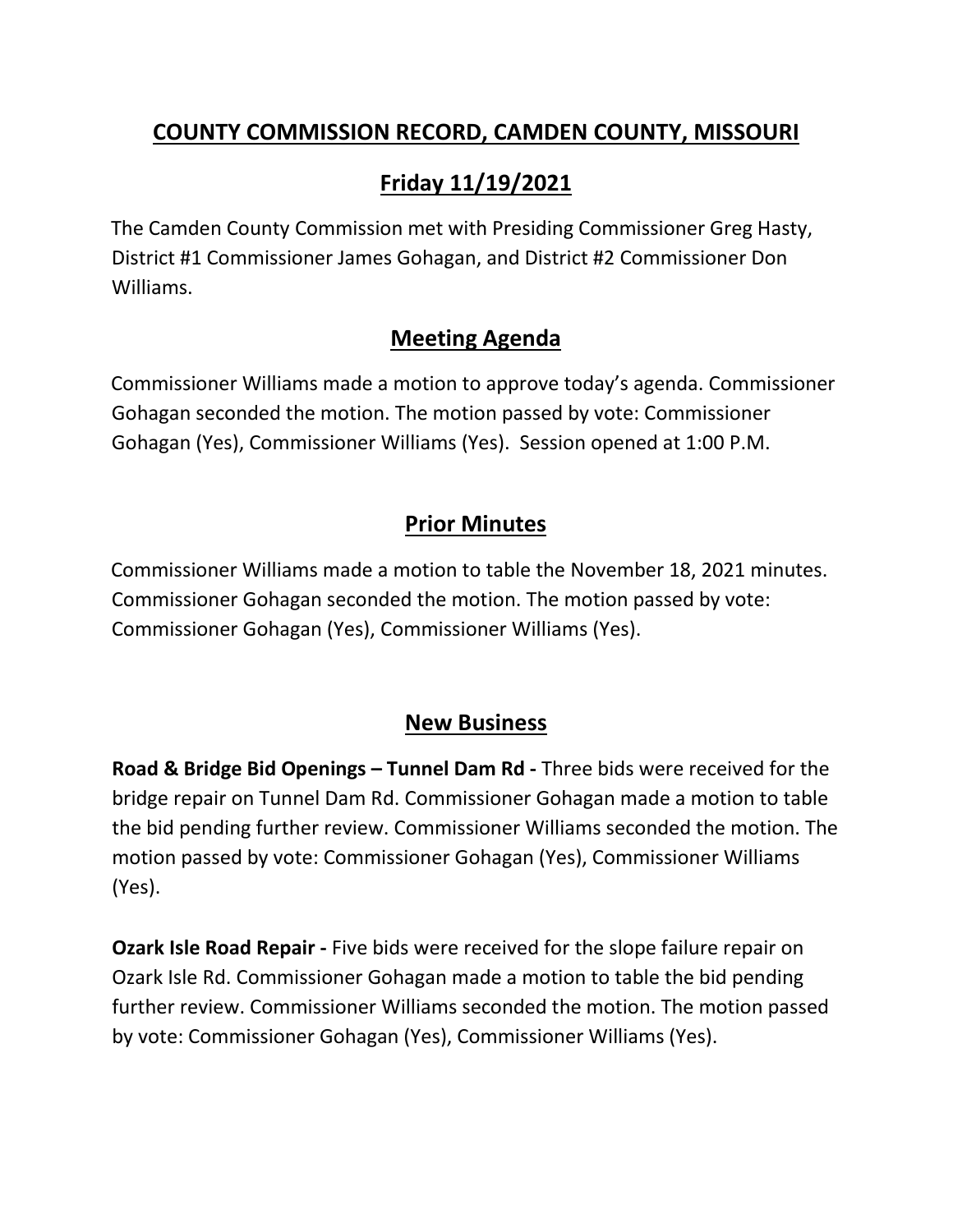# COUNTY COMMISSION RECORD, CAMDEN COUNTY, MISSOURI

## Friday 11/19/2021

The Camden County Commission met with Presiding Commissioner Greg Hasty, District #1 Commissioner James Gohagan, and District #2 Commissioner Don Williams.

## Meeting Agenda

Commissioner Williams made a motion to approve today's agenda. Commissioner Gohagan seconded the motion. The motion passed by vote: Commissioner Gohagan (Yes), Commissioner Williams (Yes). Session opened at 1:00 P.M.

## Prior Minutes

Commissioner Williams made a motion to table the November 18, 2021 minutes. Commissioner Gohagan seconded the motion. The motion passed by vote: Commissioner Gohagan (Yes), Commissioner Williams (Yes).

## New Business

**Road & Bridge Bid Openings – Tunnel Dam Rd -** Three bids were received for the bridge repair on Tunnel Dam Rd. Commissioner Gohagan made a motion to table the bid pending further review. Commissioner Williams seconded the motion. The motion passed by vote: Commissioner Gohagan (Yes), Commissioner Williams (Yes).

**Ozark Isle Road Repair -** Five bids were received for the slope failure repair on Ozark Isle Rd. Commissioner Gohagan made a motion to table the bid pending further review. Commissioner Williams seconded the motion. The motion passed by vote: Commissioner Gohagan (Yes), Commissioner Williams (Yes).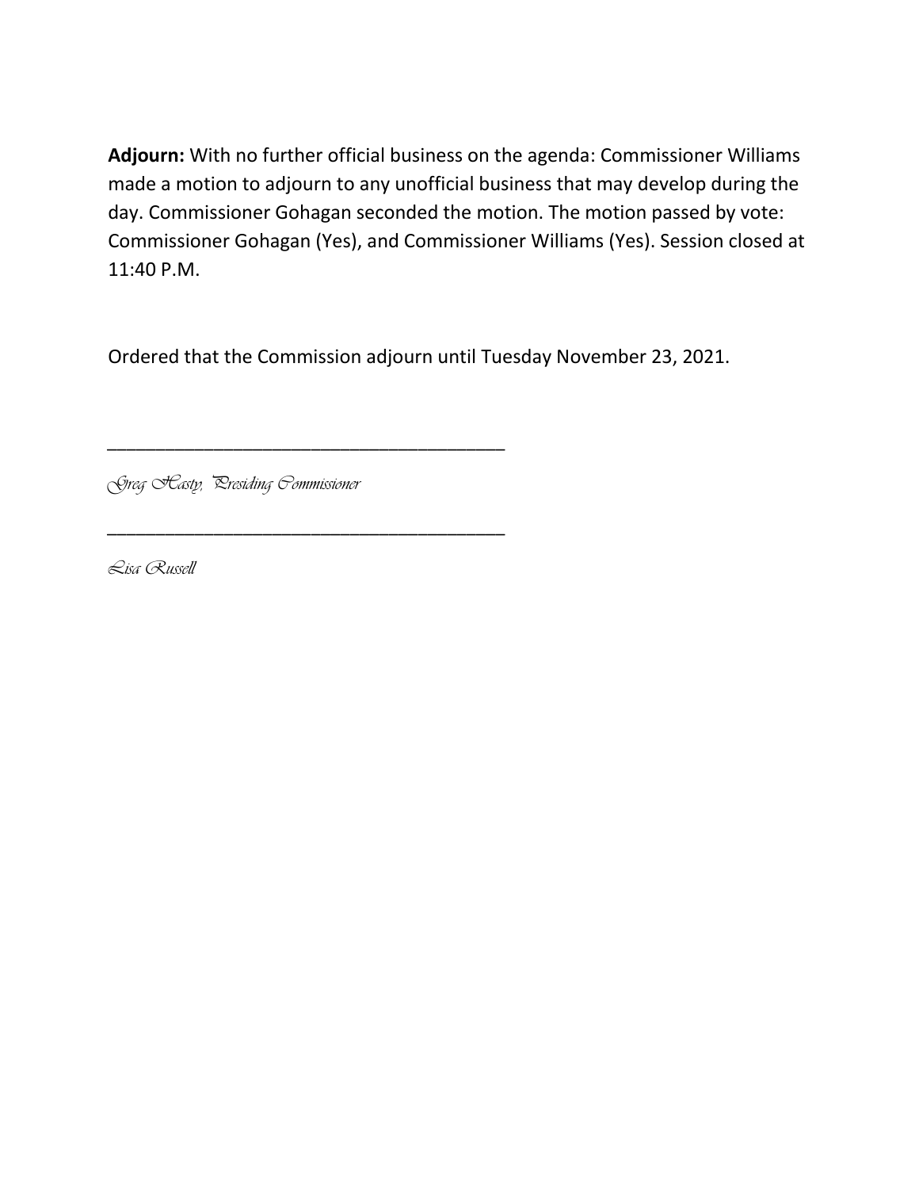**Adjourn:** With no further official business on the agenda: Commissioner Williams made a motion to adjourn to any unofficial business that may develop during the day. Commissioner Gohagan seconded the motion. The motion passed by vote: Commissioner Gohagan (Yes), and Commissioner Williams (Yes). Session closed at 11:40 P.M.

Ordered that the Commission adjourn until Tuesday November 23, 2021.

\_\_\_\_\_\_\_\_\_\_\_\_\_\_\_\_\_\_\_\_\_\_\_\_\_\_\_\_\_\_\_\_\_\_\_\_\_\_\_\_

*Greg Hasty, Presiding Commissioner*

\_\_\_\_\_\_\_\_\_\_\_\_\_\_\_\_\_\_\_\_\_\_\_\_\_\_\_\_\_\_\_\_\_\_\_\_\_\_\_\_

*Lisa Russell*